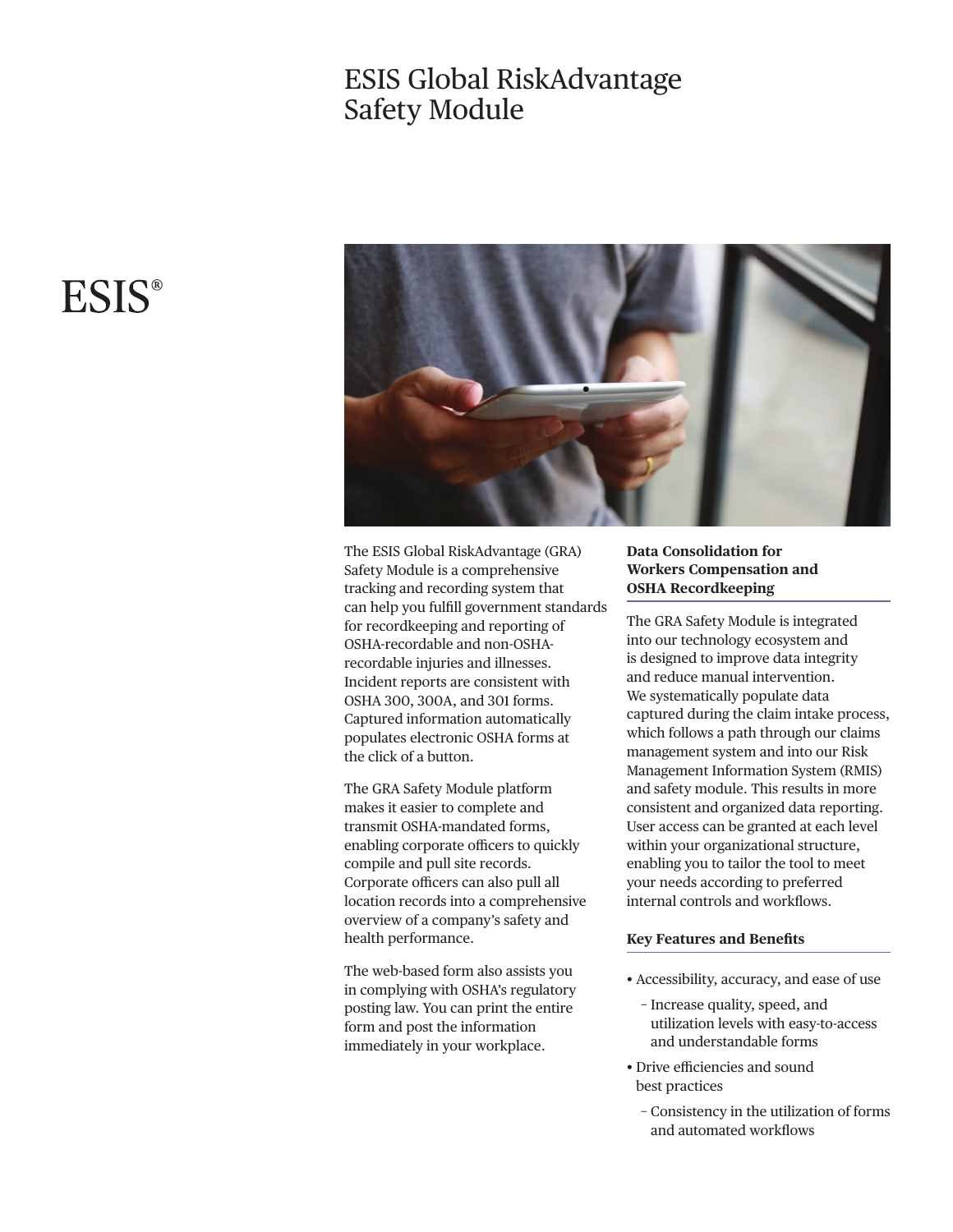# ESIS Global RiskAdvantage Safety Module

ESIS®

The ESIS Global RiskAdvantage (GRA) Safety Module is a comprehensive tracking and recording system that can help you fulfill government standards for recordkeeping and reporting of OSHA-recordable and non-OSHA-recordable injuries and illnesses. Incident reports are consistent with OSHA 300, 300A, and 301 forms. Captured information automatically populates electronic OSHA forms at the click of a button.

The GRA Safety Module platform makes it easier to complete and transmit OSHA-mandated forms, enabling corporate officers to quickly compile and pull site records. Corporate officers can also pull all location records into a comprehensive overview of a company's safety and health performance.

The web-based form also assists you in complying with OSHA's regulatory posting law. You can print the entire form and post the information immediately in your workplace.

## Data Consolidation for Workers Compensation and OSHA Recordkeeping

The GRA Safety Module is integrated into our technology ecosystem and is designed to improve data integrity and reduce manual intervention. We systematically populate data captured during the claim intake process, which follows a path through our claims management system and into our Risk Management Information System (RMIS) and safety module. This results in more consistent and organized data reporting. User access can be granted at each level within your organizational structure, enabling you to tailor the tool to meet your needs according to preferred internal controls and workflows.

## Key Features and Benefits

- Accessibility, accuracy, and ease of use
  - Increase quality, speed, and utilization levels with easy-to-access and understandable forms
- Drive efficiencies and sound best practices
  - Consistency in the utilization of forms and automated workflows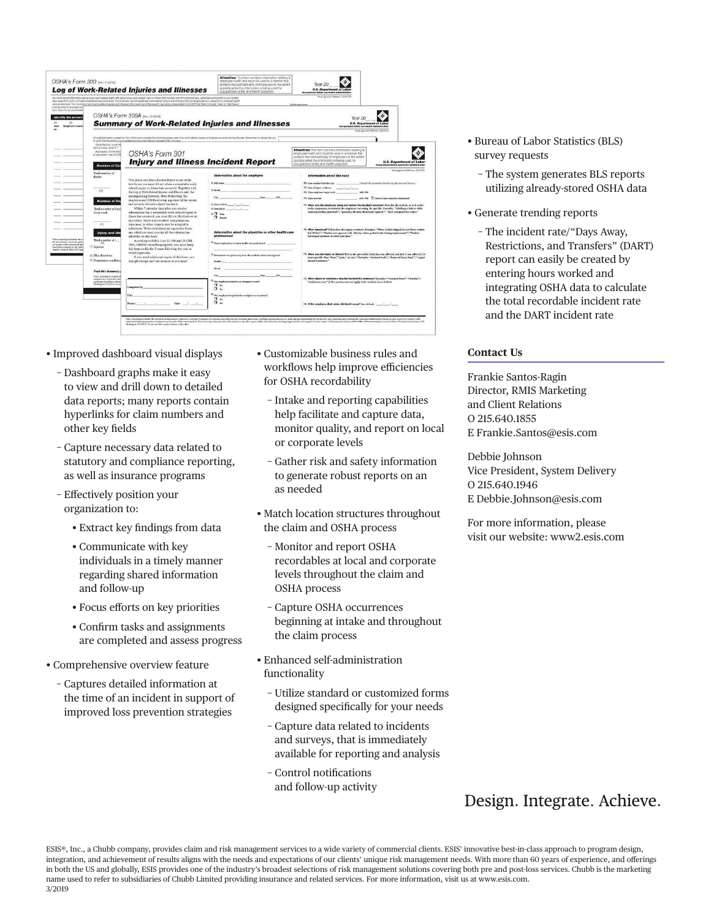- Improved dashboard visual displays
  - Dashboard graphs make it easy to view and drill down to detailed data reports; many reports contain hyperlinks for claim numbers and other key fields
  - Capture necessary data related to statutory and compliance reporting, as well as insurance programs
  - Effectively position your organization to:
    - Extract key findings from data
    - Communicate with key individuals in a timely manner regarding shared information and follow-up
    - Focus efforts on key priorities
    - Confirm tasks and assignments are completed and assess progress
- Comprehensive overview feature
  - Captures detailed information at the time of an incident in support of improved loss prevention strategies
- Customizable business rules and workflows help improve efficiencies for OSHA recordability
  - Intake and reporting capabilities help facilitate and capture data, monitor quality, and report on local or corporate levels
  - Gather risk and safety information to generate robust reports on an as needed
- Match location structures throughout the claim and OSHA process
  - Monitor and report OSHA recordables at local and corporate levels throughout the claim and OSHA process
  - Capture OSHA occurrences beginning at intake and throughout the claim process
- Enhanced self-administration functionality
  - Utilize standard or customized forms designed specifically for your needs
  - Capture data related to incidents and surveys, that is immediately available for reporting and analysis
  - Control notifications and follow-up activity
- Bureau of Labor Statistics (BLS) survey requests
  - The system generates BLS reports utilizing already-stored OSHA data
- Generate trending reports
  - The incident rate/“Days Away, Restrictions, and Transfers” (DART) report can easily be created by entering hours worked and integrating OSHA data to calculate the total recordable incident rate and the DART incident rate

## Contact Us

Frankie Santos-Ragin
Director, RMIS Marketing and Client Relations
O 215.640.1855
E Frankie.Santos@esis.com

Debbie Johnson
Vice President, System Delivery
O 215.640.1946
E Debbie.Johnson@esis.com

For more information, please visit our website: www2.esis.com

Design. Integrate. Achieve.

ESIS®, Inc., a Chubb company, provides claim and risk management services to a wide variety of commercial clients. ESIS' innovative best-in-class approach to program design, integration, and achievement of results aligns with the needs and expectations of our clients' unique risk management needs. With more than 60 years of experience, and offerings in both the US and globally, ESIS provides one of the industry's broadest selections of risk management solutions covering both pre and post-loss services. Chubb is the marketing name used to refer to subsidiaries of Chubb Limited providing insurance and related services. For more information, visit us at www.esis.com.
3/2019